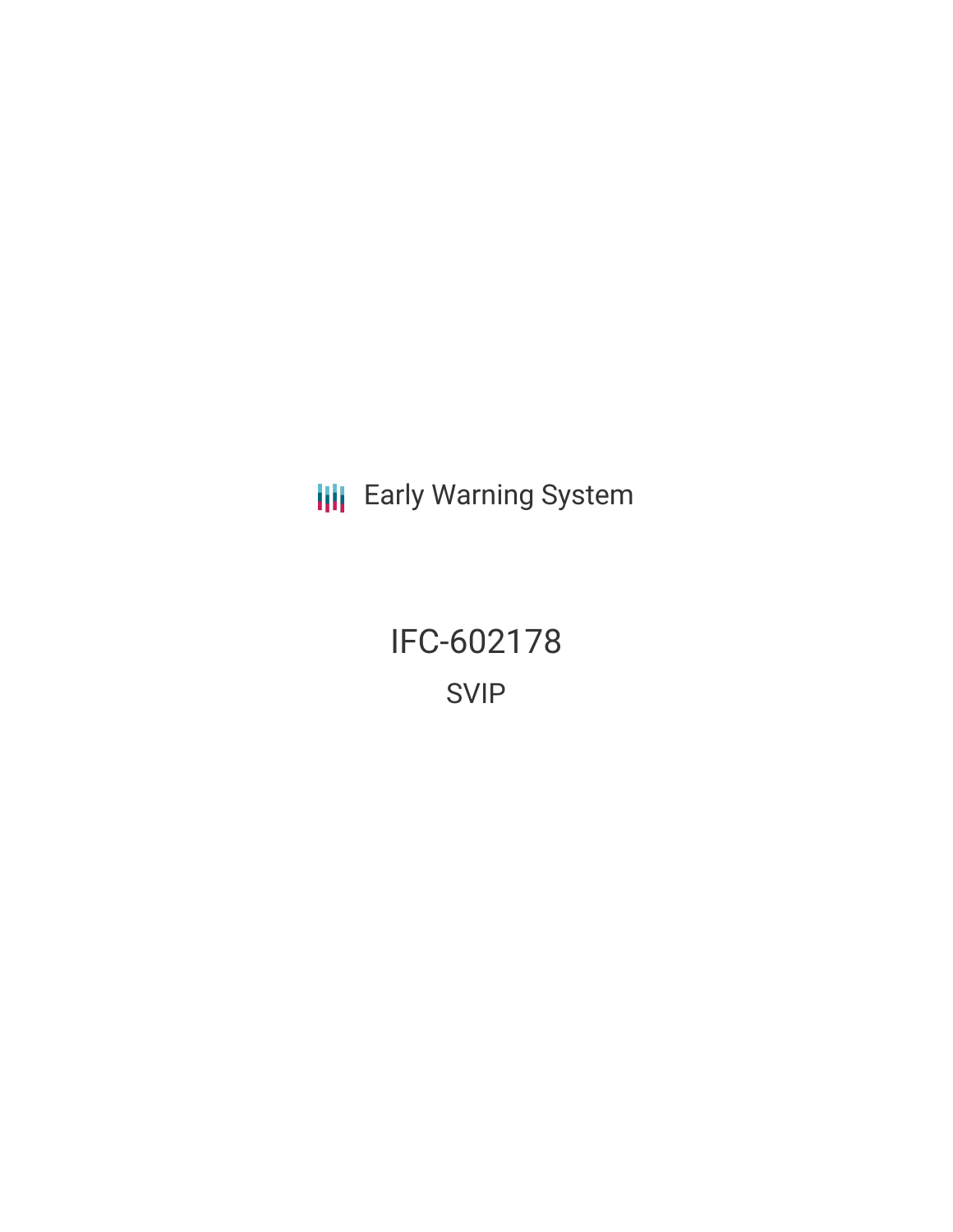Early Warning System

# IFC-602178

## SVIP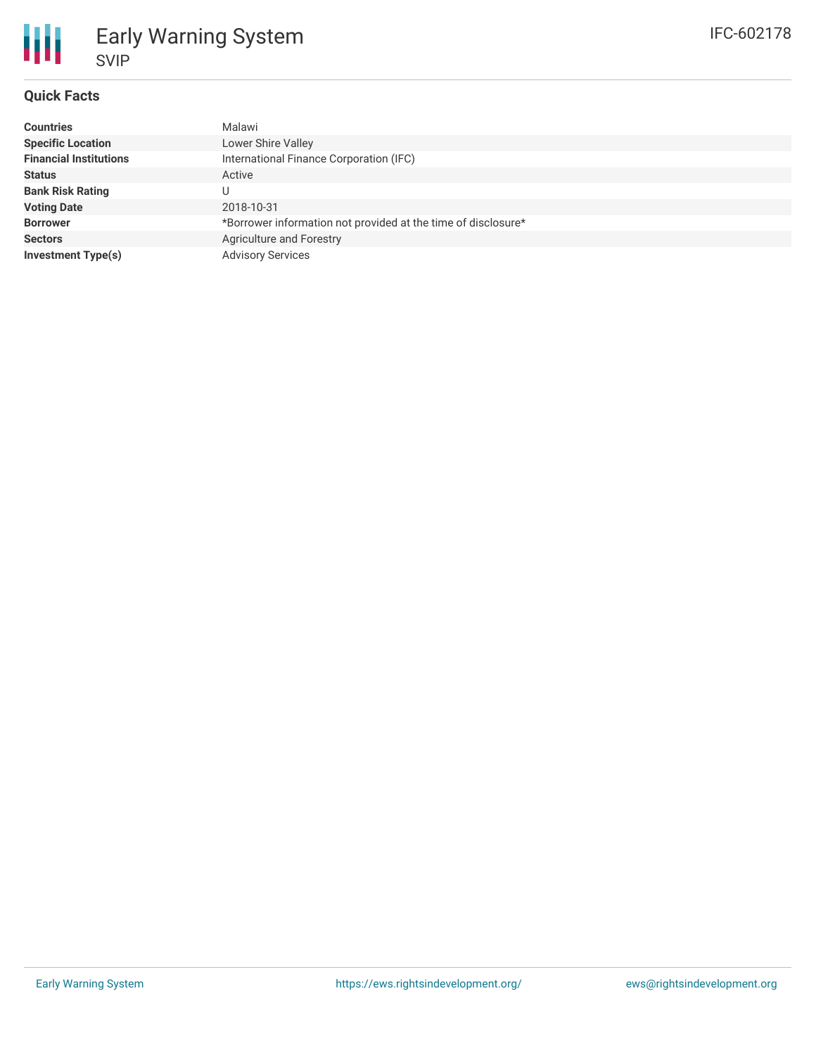# Early Warning System

## SVIP

IFC-602178

### Quick Facts

| | |
|---|---|
| **Countries** | Malawi |
| **Specific Location** | Lower Shire Valley |
| **Financial Institutions** | International Finance Corporation (IFC) |
| **Status** | Active |
| **Bank Risk Rating** | U |
| **Voting Date** | 2018-10-31 |
| **Borrower** | *Borrower information not provided at the time of disclosure* |
| **Sectors** | Agriculture and Forestry |
| **Investment Type(s)** | Advisory Services |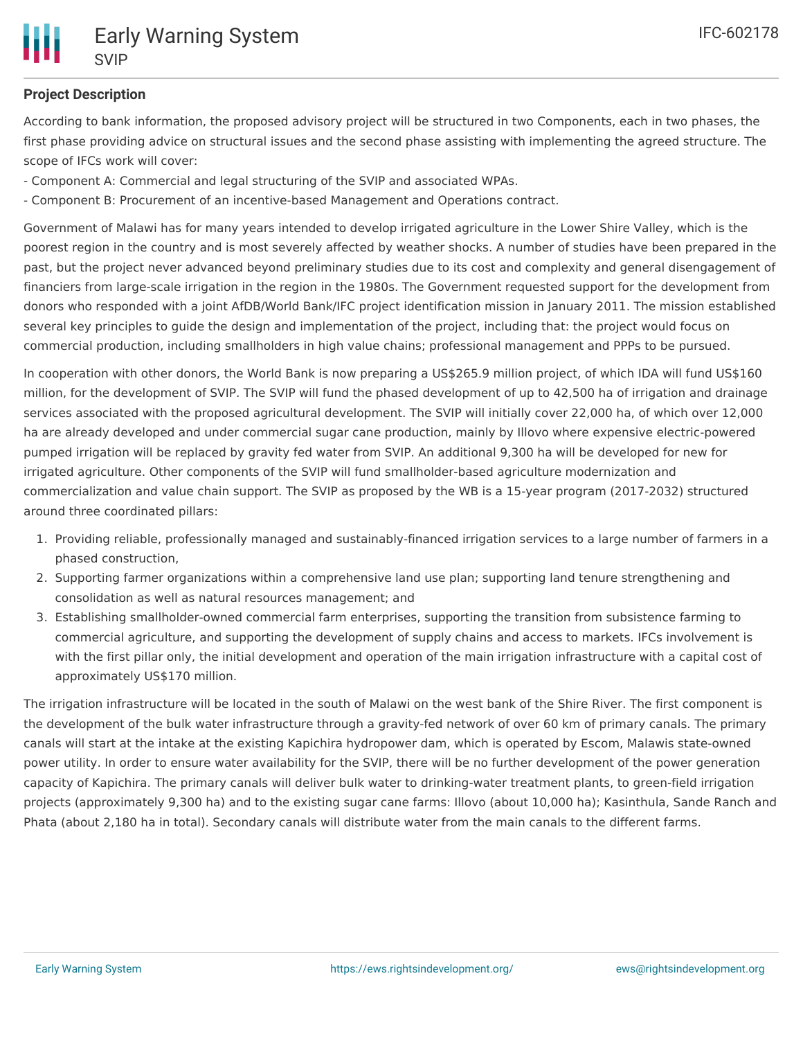### Project Description

According to bank information, the proposed advisory project will be structured in two Components, each in two phases, the first phase providing advice on structural issues and the second phase assisting with implementing the agreed structure. The scope of IFCs work will cover:

- Component A: Commercial and legal structuring of the SVIP and associated WPAs.
- Component B: Procurement of an incentive-based Management and Operations contract.

Government of Malawi has for many years intended to develop irrigated agriculture in the Lower Shire Valley, which is the poorest region in the country and is most severely affected by weather shocks. A number of studies have been prepared in the past, but the project never advanced beyond preliminary studies due to its cost and complexity and general disengagement of financiers from large-scale irrigation in the region in the 1980s. The Government requested support for the development from donors who responded with a joint AfDB/World Bank/IFC project identification mission in January 2011. The mission established several key principles to guide the design and implementation of the project, including that: the project would focus on commercial production, including smallholders in high value chains; professional management and PPPs to be pursued.

In cooperation with other donors, the World Bank is now preparing a US$265.9 million project, of which IDA will fund US$160 million, for the development of SVIP. The SVIP will fund the phased development of up to 42,500 ha of irrigation and drainage services associated with the proposed agricultural development. The SVIP will initially cover 22,000 ha, of which over 12,000 ha are already developed and under commercial sugar cane production, mainly by Illovo where expensive electric-powered pumped irrigation will be replaced by gravity fed water from SVIP. An additional 9,300 ha will be developed for new for irrigated agriculture. Other components of the SVIP will fund smallholder-based agriculture modernization and commercialization and value chain support. The SVIP as proposed by the WB is a 15-year program (2017-2032) structured around three coordinated pillars:

1. Providing reliable, professionally managed and sustainably-financed irrigation services to a large number of farmers in a phased construction,
2. Supporting farmer organizations within a comprehensive land use plan; supporting land tenure strengthening and consolidation as well as natural resources management; and
3. Establishing smallholder-owned commercial farm enterprises, supporting the transition from subsistence farming to commercial agriculture, and supporting the development of supply chains and access to markets. IFCs involvement is with the first pillar only, the initial development and operation of the main irrigation infrastructure with a capital cost of approximately US$170 million.

The irrigation infrastructure will be located in the south of Malawi on the west bank of the Shire River. The first component is the development of the bulk water infrastructure through a gravity-fed network of over 60 km of primary canals. The primary canals will start at the intake at the existing Kapichira hydropower dam, which is operated by Escom, Malawis state-owned power utility. In order to ensure water availability for the SVIP, there will be no further development of the power generation capacity of Kapichira. The primary canals will deliver bulk water to drinking-water treatment plants, to green-field irrigation projects (approximately 9,300 ha) and to the existing sugar cane farms: Illovo (about 10,000 ha); Kasinthula, Sande Ranch and Phata (about 2,180 ha in total). Secondary canals will distribute water from the main canals to the different farms.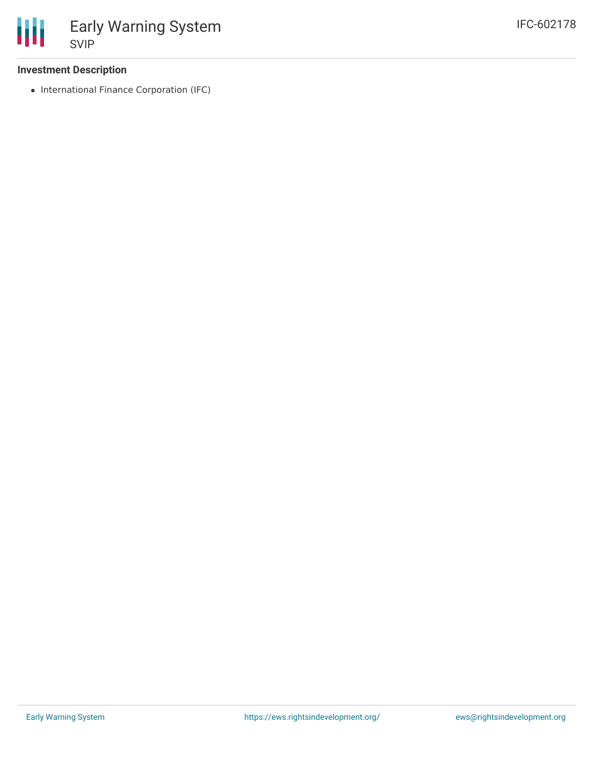**Investment Description**

- International Finance Corporation (IFC)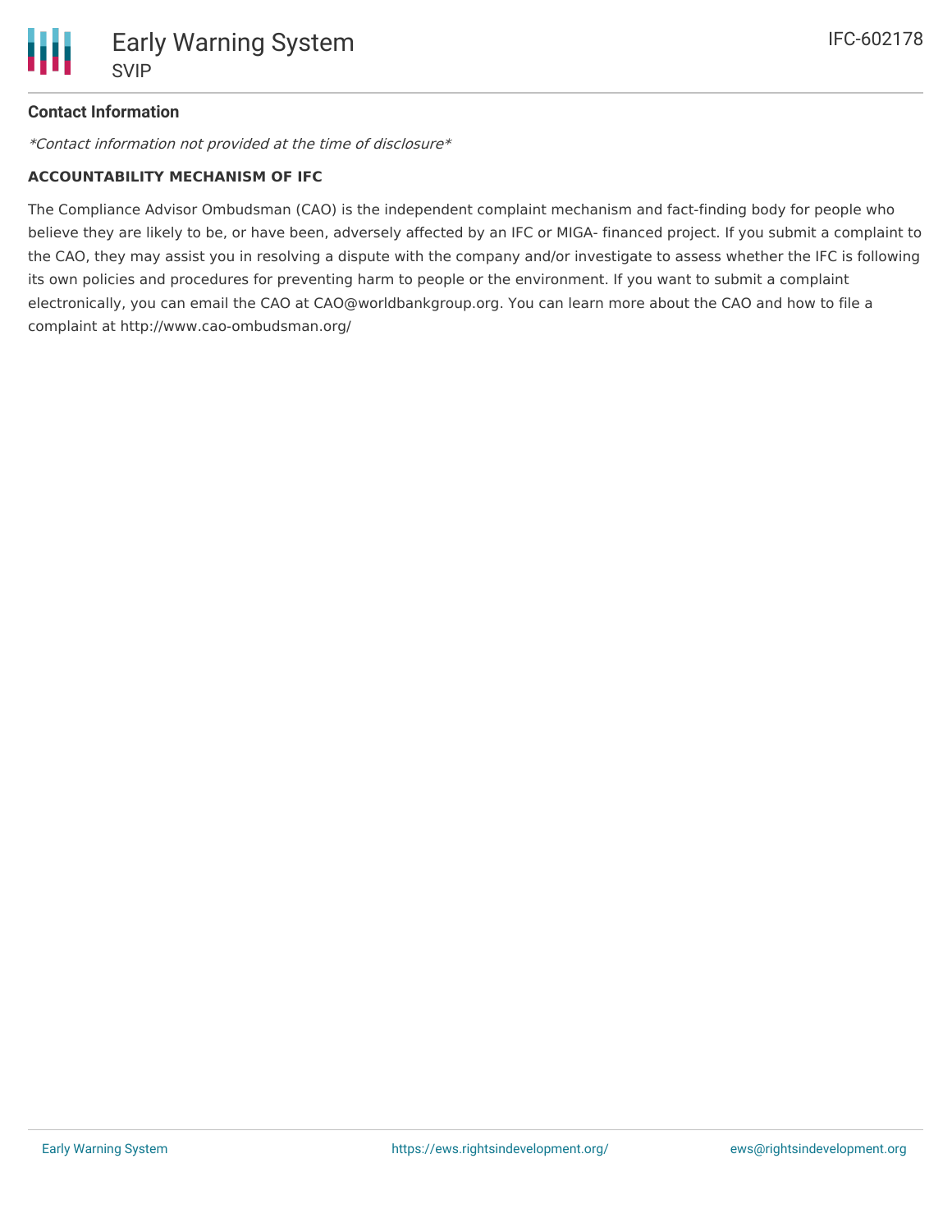## Contact Information

*\*Contact information not provided at the time of disclosure\**

### ACCOUNTABILITY MECHANISM OF IFC

The Compliance Advisor Ombudsman (CAO) is the independent complaint mechanism and fact-finding body for people who believe they are likely to be, or have been, adversely affected by an IFC or MIGA- financed project. If you submit a complaint to the CAO, they may assist you in resolving a dispute with the company and/or investigate to assess whether the IFC is following its own policies and procedures for preventing harm to people or the environment. If you want to submit a complaint electronically, you can email the CAO at CAO@worldbankgroup.org. You can learn more about the CAO and how to file a complaint at http://www.cao-ombudsman.org/